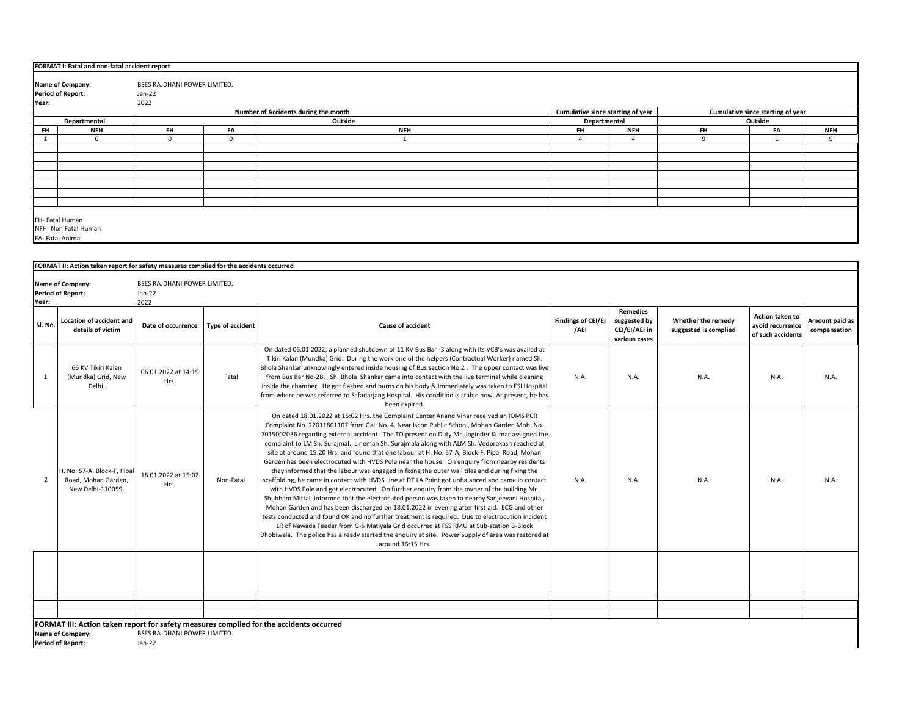**FORMAT I: Fatal and non-fatal accident report**

**Name of Company:** BSES RAJDHANI POWER LIMITED.
**Period of Report:** Jan-22
**Year:** 2022

| Number of Accidents during the month | | | | | Cumulative since starting of year | | Cumulative since starting of year | | |
|---|---|---|---|---|---|---|---|---|---|
| Departmental | | Outside | | | Departmental | | Outside | | |
| FH | NFH | FH | FA | NFH | FH | NFH | FH | FA | NFH |
| 1 | 0 | 0 | 0 | 1 | 4 | 4 | 9 | 1 | 9 |

FH- Fatal Human
NFH- Non Fatal Human
FA- Fatal Animal

**FORMAT II: Action taken report for safety measures complied for the accidents occurred**

**Name of Company:** BSES RAJDHANI POWER LIMITED.
**Period of Report:** Jan-22
**Year:** 2022

| Sl. No. | Location of accident and details of victim | Date of occurrence | Type of accident | Cause of accident | Findings of CEI/EI /AEI | Remedies suggested by CEI/EI/AEI in various cases | Whether the remedy suggested is complied | Action taken to avoid recurrence of such accidents | Amount paid as compensation |
|---|---|---|---|---|---|---|---|---|---|
| 1 | 66 KV Tikiri Kalan (Mundka) Grid, New Delhi. | 06.01.2022 at 14:19 Hrs. | Fatal | On dated 06.01.2022, a planned shutdown of 11 KV Bus Bar -3 along with its VCB's was availed at Tikiri Kalan (Mundka) Grid. During the work one of the helpers (Contractual Worker) named Sh. Bhola Shankar unknowingly entered inside housing of Bus section No.2 . The upper contact was live from Bus Bar No-2B. Sh. Bhola Shankar came into contact with the live terminal while cleaning inside the chamber. He got flashed and burns on his body & Immediately was taken to ESI Hospital from where he was referred to Safadarjang Hospital. His condition is stable now. At present, he has been expired. | N.A. | N.A. | N.A. | N.A. | N.A. |
| 2 | H. No. 57-A, Block-F, Pipal Road, Mohan Garden, New Delhi-110059. | 18.01.2022 at 15:02 Hrs. | Non-Fatal | On dated 18.01.2022 at 15:02 Hrs. the Complaint Center Anand Vihar received an IOMS PCR Complaint No. 22011801107 from Gali No. 4, Near Iscon Public School, Mohan Garden Mob. No. 7015002036 regarding external accident. The TO present on Duty Mr. Joginder Kumar assigned the complaint to LM Sh. Surajmal. Lineman Sh. Surajmala along with ALM Sh. Vedprakash reached at site at around 15:20 Hrs. and found that one labour at H. No. 57-A, Block-F, Pipal Road, Mohan Garden has been electrocuted with HVDS Pole near the house. On enquiry from nearby residents they informed that the labour was engaged in fixing the outer wall tiles and during fixing the scaffolding, he came in contact with HVDS Line at DT LA Point got unbalanced and came in contact with HVDS Pole and got electrocuted. On furrher enquiry from the owner of the building Mr. Shubham Mittal, informed that the electrocuted person was taken to nearby Sanjeevani Hospital, Mohan Garden and has been discharged on 18.01.2022 in evening after first aid. ECG and other tests conducted and found OK and no further treatment is required. Due to electrocution incident LR of Nawada Feeder from G-5 Matiyala Grid occurred at FSS RMU at Sub-station B-Block Dhobiwala. The police has already started the enquiry at site. Power Supply of area was restored at around 16:15 Hrs. | N.A. | N.A. | N.A. | N.A. | N.A. |

**FORMAT III: Action taken report for safety measures complied for the accidents occurred**

**Name of Company:** BSES RAJDHANI POWER LIMITED.
**Period of Report:** Jan-22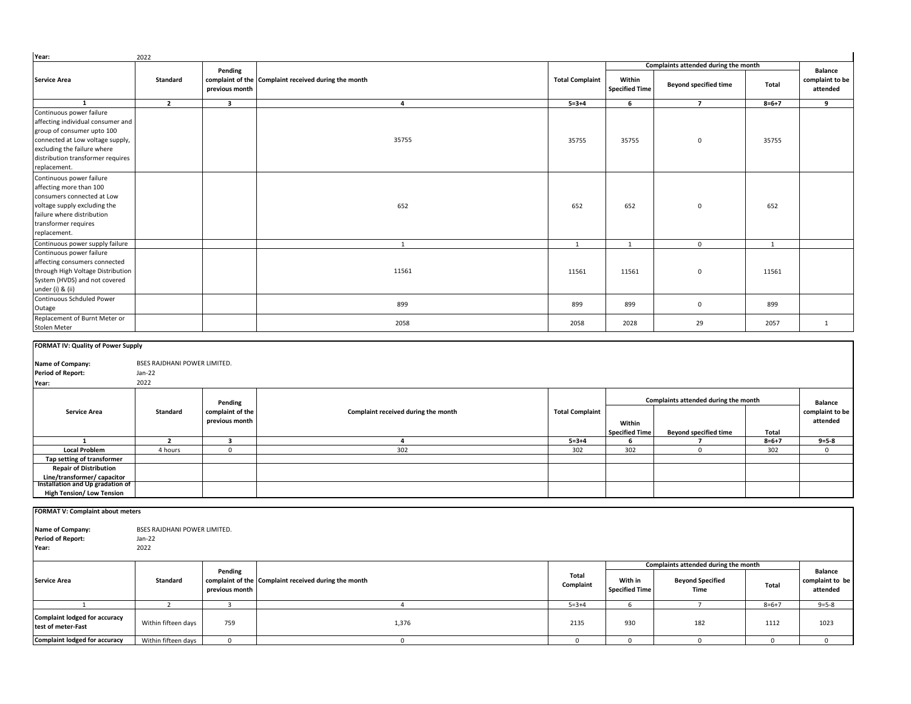| Year: | 2022 | | | | | | | |
|---|---|---|---|---|---|---|---|---|
| Service Area | Standard | Pending complaint of the previous month | Complaint received during the month | Total Complaint | Complaints attended during the month | | | Balance complaint to be attended |
| | | | | | Within Specified Time | Beyond specified time | Total | |
| 1 | 2 | 3 | 4 | 5=3+4 | 6 | 7 | 8=6+7 | 9 |
| Continuous power failure affecting individual consumer and group of consumer upto 100 connected at Low voltage supply, excluding the failure where distribution transformer requires replacement. | | | 35755 | 35755 | 35755 | 0 | 35755 | |
| Continuous power failure affecting more than 100 consumers connected at Low voltage supply excluding the failure where distribution transformer requires replacement. | | | 652 | 652 | 652 | 0 | 652 | |
| Continuous power supply failure | | | 1 | 1 | 1 | 0 | 1 | |
| Continuous power failure affecting consumers connected through High Voltage Distribution System (HVDS) and not covered under (i) & (ii) | | | 11561 | 11561 | 11561 | 0 | 11561 | |
| Continuous Schduled Power Outage | | | 899 | 899 | 899 | 0 | 899 | |
| Replacement of Burnt Meter or Stolen Meter | | | 2058 | 2058 | 2028 | 29 | 2057 | 1 |

**FORMAT IV: Quality of Power Supply**

**Name of Company:** BSES RAJDHANI POWER LIMITED.
**Period of Report:** Jan-22
**Year:** 2022

| Service Area | Standard | Pending complaint of the previous month | Complaint received during the month | Total Complaint | Complaints attended during the month | | | Balance complaint to be attended |
|---|---|---|---|---|---|---|---|---|
| | | | | | Within Specified Time | Beyond specified time | Total | |
| 1 | 2 | 3 | 4 | 5=3+4 | 6 | 7 | 8=6+7 | 9=5-8 |
| **Local Problem** | 4 hours | 0 | 302 | 302 | 302 | 0 | 302 | 0 |
| **Tap setting of transformer** | | | | | | | | |
| **Repair of Distribution Line/transformer/ capacitor** | | | | | | | | |
| **Installation and Up gradation of High Tension/ Low Tension** | | | | | | | | |

**FORMAT V: Complaint about meters**

**Name of Company:** BSES RAJDHANI POWER LIMITED.
**Period of Report:** Jan-22
**Year:** 2022

| Service Area | Standard | Pending complaint of the previous month | Complaint received during the month | Total Complaint | Complaints attended during the month | | | Balance complaint to be attended |
|---|---|---|---|---|---|---|---|---|
| | | | | | With in Specified Time | Beyond Specified Time | Total | |
| 1 | 2 | 3 | 4 | 5=3+4 | 6 | 7 | 8=6+7 | 9=5-8 |
| **Complaint lodged for accuracy test of meter-Fast** | Within fifteen days | 759 | 1,376 | 2135 | 930 | 182 | 1112 | 1023 |
| **Complaint lodged for accuracy** | Within fifteen days | 0 | 0 | 0 | 0 | 0 | 0 | 0 |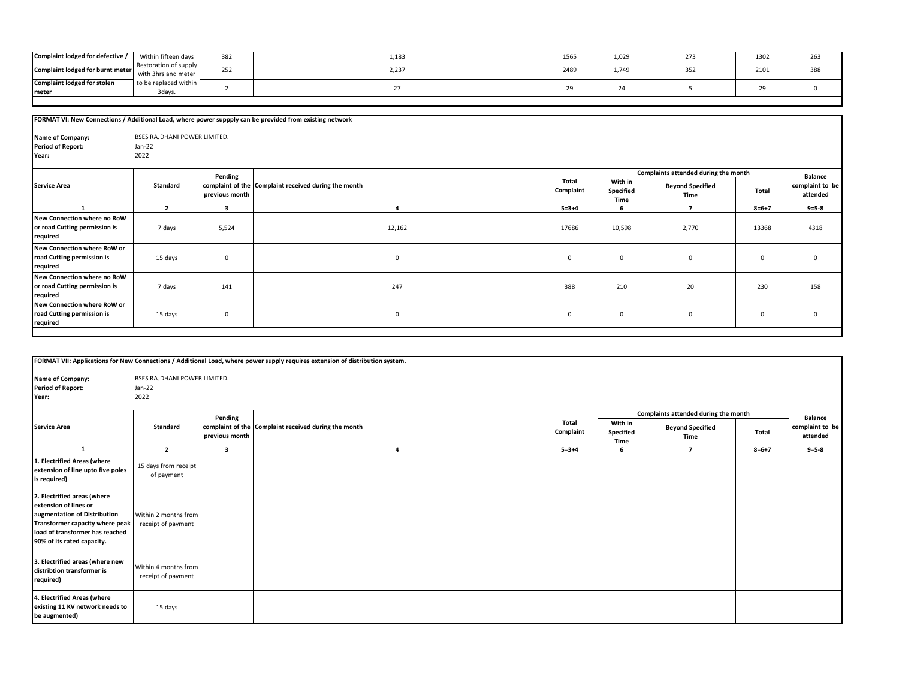| Complaint lodged for defective / | Within fifteen days | 382 | 1,183 | 1565 | 1,029 | 273 | 1302 | 263 |
|---|---|---|---|---|---|---|---|---|
| Complaint lodged for burnt meter | Restoration of supply with 3hrs and meter | 252 | 2,237 | 2489 | 1,749 | 352 | 2101 | 388 |
| Complaint lodged for stolen meter | to be replaced within 3days. | 2 | 27 | 29 | 24 | 5 | 29 | 0 |

**FORMAT VI: New Connections / Additional Load, where power suppply can be provided from existing network**

**Name of Company:** BSES RAJDHANI POWER LIMITED.
**Period of Report:** Jan-22
**Year:** 2022

| Service Area | Standard | Pending complaint of the previous month | Complaint received during the month | Total Complaint | Complaints attended during the month | | | Balance complaint to be attended |
|---|---|---|---|---|---|---|---|---|
| | | | | | With in Specified Time | Beyond Specified Time | Total | |
| 1 | 2 | 3 | 4 | 5=3+4 | 6 | 7 | 8=6+7 | 9=5-8 |
| New Connection where no RoW or road Cutting permission is required | 7 days | 5,524 | 12,162 | 17686 | 10,598 | 2,770 | 13368 | 4318 |
| New Connection where RoW or road Cutting permission is required | 15 days | 0 | 0 | 0 | 0 | 0 | 0 | 0 |
| New Connection where no RoW or road Cutting permission is required | 7 days | 141 | 247 | 388 | 210 | 20 | 230 | 158 |
| New Connection where RoW or road Cutting permission is required | 15 days | 0 | 0 | 0 | 0 | 0 | 0 | 0 |

**FORMAT VII: Applications for New Connections / Additional Load, where power supply requires extension of distribution system.**

**Name of Company:** BSES RAJDHANI POWER LIMITED.
**Period of Report:** Jan-22
**Year:** 2022

| Service Area | Standard | Pending complaint of the previous month | Complaint received during the month | Total Complaint | Complaints attended during the month | | | Balance complaint to be attended |
|---|---|---|---|---|---|---|---|---|
| | | | | | With in Specified Time | Beyond Specified Time | Total | |
| 1 | 2 | 3 | 4 | 5=3+4 | 6 | 7 | 8=6+7 | 9=5-8 |
| 1. Electrified Areas (where extension of line upto five poles is required) | 15 days from receipt of payment | | | | | | | |
| 2. Electrified areas (where extension of lines or augmentation of Distribution Transformer capacity where peak load of transformer has reached 90% of its rated capacity. | Within 2 months from receipt of payment | | | | | | | |
| 3. Electrified areas (where new distribtion transformer is required) | Within 4 months from receipt of payment | | | | | | | |
| 4. Electrified Areas (where existing 11 KV network needs to be augmented) | 15 days | | | | | | | |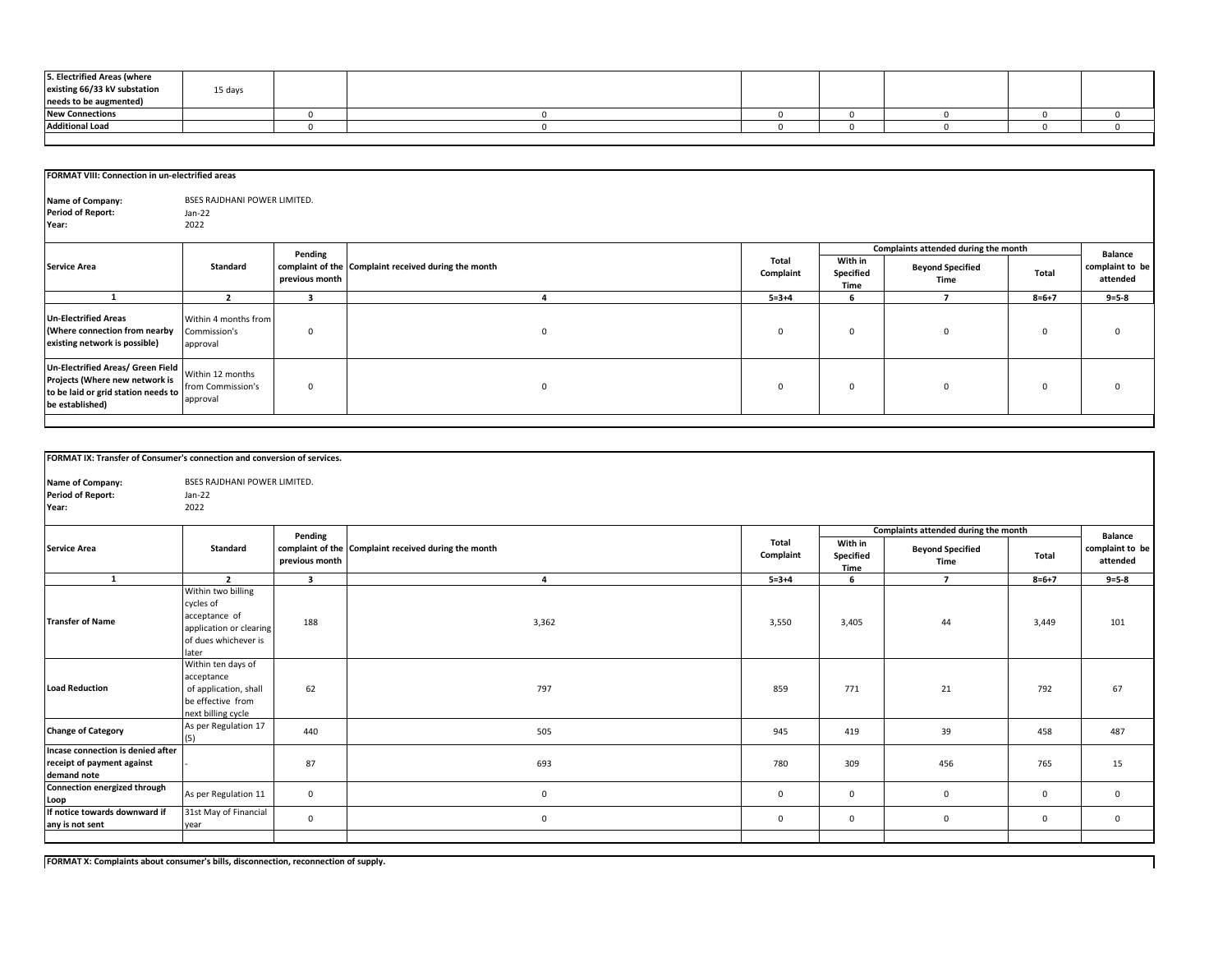| 5. Electrified Areas (where existing 66/33 kV substation needs to be augmented) | 15 days | | | | | | | |
|---|---|---|---|---|---|---|---|---|
| New Connections | | 0 | 0 | 0 | 0 | 0 | 0 | 0 |
| Additional Load | | 0 | 0 | 0 | 0 | 0 | 0 | 0 |

**FORMAT VIII: Connection in un-electrified areas**

**Name of Company:** BSES RAJDHANI POWER LIMITED.
**Period of Report:** Jan-22
**Year:** 2022

| Service Area | Standard | Pending complaint of the previous month | Complaint received during the month | Total Complaint | Complaints attended during the month | | | Balance complaint to be attended |
|---|---|---|---|---|---|---|---|---|
| | | | | | With in Specified Time | Beyond Specified Time | Total | |
| 1 | 2 | 3 | 4 | 5=3+4 | 6 | 7 | 8=6+7 | 9=5-8 |
| Un-Electrified Areas (Where connection from nearby existing network is possible) | Within 4 months from Commission's approval | 0 | 0 | 0 | 0 | 0 | 0 | 0 |
| Un-Electrified Areas/ Green Field Projects (Where new network is to be laid or grid station needs to be established) | Within 12 months from Commission's approval | 0 | 0 | 0 | 0 | 0 | 0 | 0 |

**FORMAT IX: Transfer of Consumer's connection and conversion of services.**

**Name of Company:** BSES RAJDHANI POWER LIMITED.
**Period of Report:** Jan-22
**Year:** 2022

| Service Area | Standard | Pending complaint of the previous month | Complaint received during the month | Total Complaint | Complaints attended during the month | | | Balance complaint to be attended |
|---|---|---|---|---|---|---|---|---|
| | | | | | With in Specified Time | Beyond Specified Time | Total | |
| 1 | 2 | 3 | 4 | 5=3+4 | 6 | 7 | 8=6+7 | 9=5-8 |
| Transfer of Name | Within two billing cycles of acceptance of application or clearing of dues whichever is later | 188 | 3,362 | 3,550 | 3,405 | 44 | 3,449 | 101 |
| Load Reduction | Within ten days of acceptance of application, shall be effective from next billing cycle | 62 | 797 | 859 | 771 | 21 | 792 | 67 |
| Change of Category | As per Regulation 17 (5) | 440 | 505 | 945 | 419 | 39 | 458 | 487 |
| Incase connection is denied after receipt of payment against demand note | - | 87 | 693 | 780 | 309 | 456 | 765 | 15 |
| Connection energized through Loop | As per Regulation 11 | 0 | 0 | 0 | 0 | 0 | 0 | 0 |
| If notice towards downward if any is not sent | 31st May of Financial year | 0 | 0 | 0 | 0 | 0 | 0 | 0 |

**FORMAT X: Complaints about consumer's bills, disconnection, reconnection of supply.**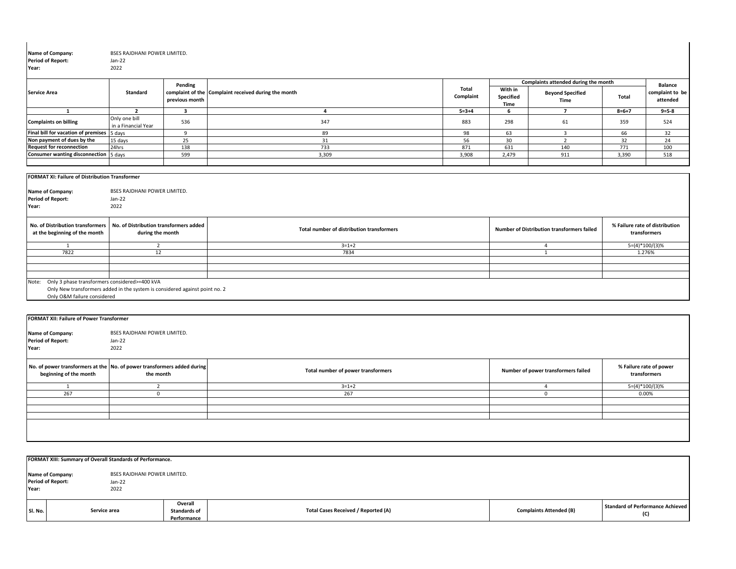**Name of Company:** BSES RAJDHANI POWER LIMITED.
**Period of Report:** Jan-22
**Year:** 2022

| Service Area | Standard | Pending complaint of the previous month | Complaint received during the month | Total Complaint | Complaints attended during the month | | | Balance complaint to be attended |
|---|---|---|---|---|---|---|---|---|
| | | | | | With in Specified Time | Beyond Specified Time | Total | |
| 1 | 2 | 3 | 4 | 5=3+4 | 6 | 7 | 8=6+7 | 9=5-8 |
| Complaints on billing | Only one bill in a Financial Year | 536 | 347 | 883 | 298 | 61 | 359 | 524 |
| Final bill for vacation of premises | 5 days | 9 | 89 | 98 | 63 | 3 | 66 | 32 |
| Non payment of dues by the | 15 days | 25 | 31 | 56 | 30 | 2 | 32 | 24 |
| Request for reconnection | 24hrs | 138 | 733 | 871 | 631 | 140 | 771 | 100 |
| Consumer wanting disconnection | 5 days | 599 | 3,309 | 3,908 | 2,479 | 911 | 3,390 | 518 |

**FORMAT XI: Failure of Distribution Transformer**

**Name of Company:** BSES RAJDHANI POWER LIMITED.
**Period of Report:** Jan-22
**Year:** 2022

| No. of Distribution transformers at the beginning of the month | No. of Distribution transformers added during the month | Total number of distribution transformers | Number of Distribution transformers failed | % Failure rate of distribution transformers |
|---|---|---|---|---|
| 1 | 2 | 3=1+2 | 4 | 5=(4)*100/(3)% |
| 7822 | 12 | 7834 | 1 | 1.276% |

Note: Only 3 phase transformers considered>=400 kVA
Only New transformers added in the system is considered against point no. 2
Only O&M failure considered

**FORMAT XII: Failure of Power Transformer**

**Name of Company:** BSES RAJDHANI POWER LIMITED.
**Period of Report:** Jan-22
**Year:** 2022

| No. of power transformers at the beginning of the month | No. of power transformers added during the month | Total number of power transformers | Number of power transformers failed | % Failure rate of power transformers |
|---|---|---|---|---|
| 1 | 2 | 3=1+2 | 4 | 5=(4)*100/(3)% |
| 267 | 0 | 267 | 0 | 0.00% |

**FORMAT XIII: Summary of Overall Standards of Performance.**

**Name of Company:** BSES RAJDHANI POWER LIMITED.
**Period of Report:** Jan-22
**Year:** 2022

| Sl. No. | Service area | Overall Standards of Performance | Total Cases Received / Reported (A) | Complaints Attended (B) | Standard of Performance Achieved (C) |
|---|---|---|---|---|---|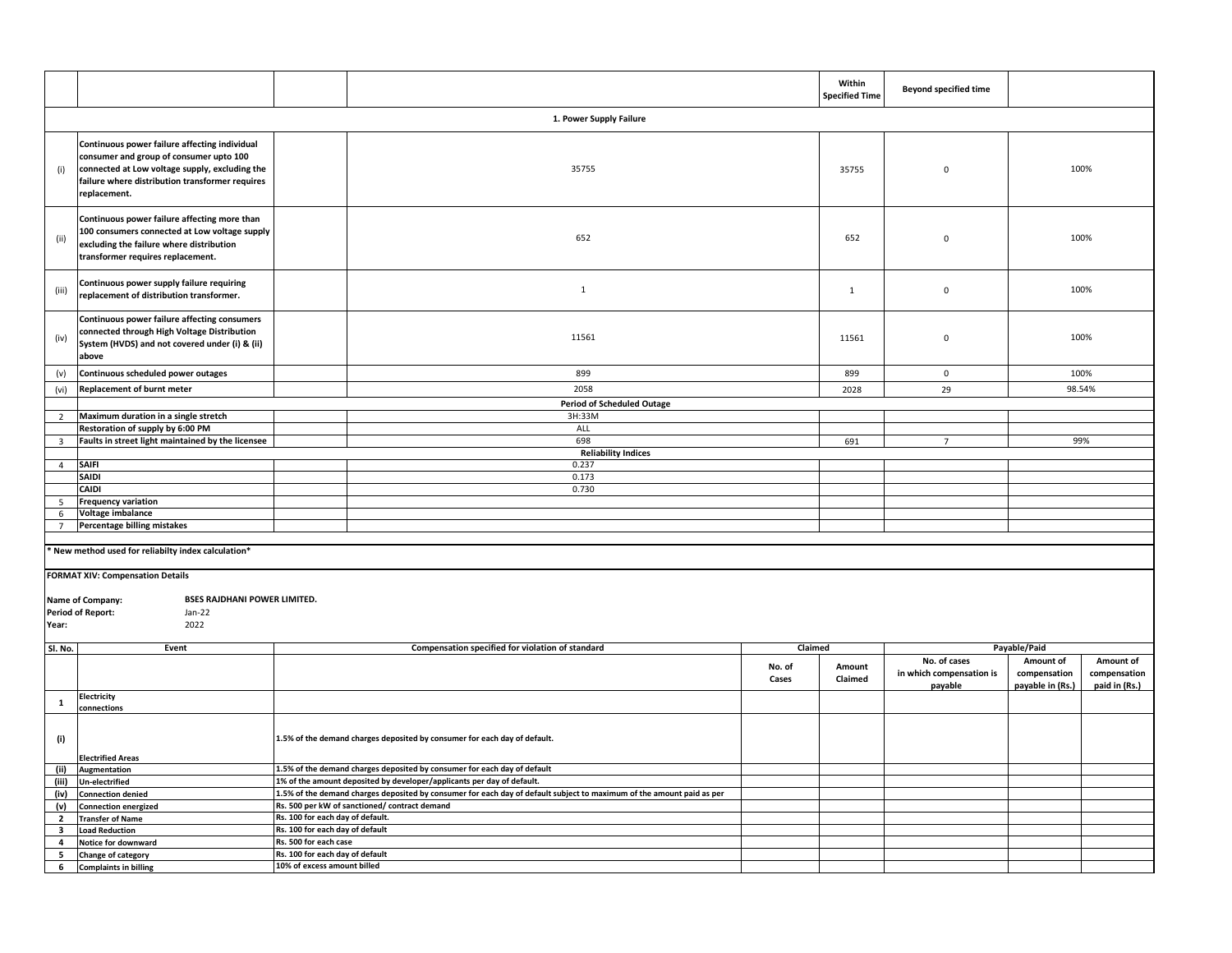|  |  |  |  | Within Specified Time | Beyond specified time |  |
|---|---|---|---|---|---|---|
| **1. Power Supply Failure** |  |  |  |  |  |  |
| (i) | **Continuous power failure affecting individual consumer and group of consumer upto 100 connected at Low voltage supply, excluding the failure where distribution transformer requires replacement.** |  | 35755 | 35755 | 0 | 100% |
| (ii) | **Continuous power failure affecting more than 100 consumers connected at Low voltage supply excluding the failure where distribution transformer requires replacement.** |  | 652 | 652 | 0 | 100% |
| (iii) | **Continuous power supply failure requiring replacement of distribution transformer.** |  | 1 | 1 | 0 | 100% |
| (iv) | **Continuous power failure affecting consumers connected through High Voltage Distribution System (HVDS) and not covered under (i) & (ii) above** |  | 11561 | 11561 | 0 | 100% |
| (v) | **Continuous scheduled power outages** |  | 899 | 899 | 0 | 100% |
| (vi) | **Replacement of burnt meter** |  | 2058 | 2028 | 29 | 98.54% |
|  | **Period of Scheduled Outage** |  |  |  |  |  |
| 2 | **Maximum duration in a single stretch** |  | 3H:33M |  |  |  |
|  | **Restoration of supply by 6:00 PM** |  | ALL |  |  |  |
| 3 | **Faults in street light maintained by the licensee** |  | 698 | 691 | 7 | 99% |
|  | **Reliability Indices** |  |  |  |  |  |
| 4 | **SAIFI** |  | 0.237 |  |  |  |
|  | **SAIDI** |  | 0.173 |  |  |  |
|  | **CAIDI** |  | 0.730 |  |  |  |
| 5 | **Frequency variation** |  |  |  |  |  |
| 6 | **Voltage imbalance** |  |  |  |  |  |
| 7 | **Percentage billing mistakes** |  |  |  |  |  |

**\* New method used for reliabilty index calculation\***

**FORMAT XIV: Compensation Details**

**Name of Company:** **BSES RAJDHANI POWER LIMITED.**
**Period of Report:** Jan-22
**Year:** 2022

| Sl. No. | Event | Compensation specified for violation of standard | Claimed |  | Payable/Paid |  |  |
|---|---|---|---|---|---|---|---|
|  |  |  | No. of Cases | Amount Claimed | No. of cases in which compensation is payable | Amount of compensation payable in (Rs.) | Amount of compensation paid in (Rs.) |
| **1** | **Electricity connections** |  |  |  |  |  |  |
| **(i)** | **Electrified Areas** | **1.5% of the demand charges deposited by consumer for each day of default.** |  |  |  |  |  |
| **(ii)** | **Augmentation** | **1.5% of the demand charges deposited by consumer for each day of default** |  |  |  |  |  |
| **(iii)** | **Un-electrified** | **1% of the amount deposited by developer/applicants per day of default.** |  |  |  |  |  |
| **(iv)** | **Connection denied** | **1.5% of the demand charges deposited by consumer for each day of default subject to maximum of the amount paid as per** |  |  |  |  |  |
| **(v)** | **Connection energized** | **Rs. 500 per kW of sanctioned/ contract demand** |  |  |  |  |  |
| **2** | **Transfer of Name** | **Rs. 100 for each day of default.** |  |  |  |  |  |
| **3** | **Load Reduction** | **Rs. 100 for each day of default** |  |  |  |  |  |
| **4** | **Notice for downward** | **Rs. 500 for each case** |  |  |  |  |  |
| **5** | **Change of category** | **Rs. 100 for each day of default** |  |  |  |  |  |
| **6** | **Complaints in billing** | **10% of excess amount billed** |  |  |  |  |  |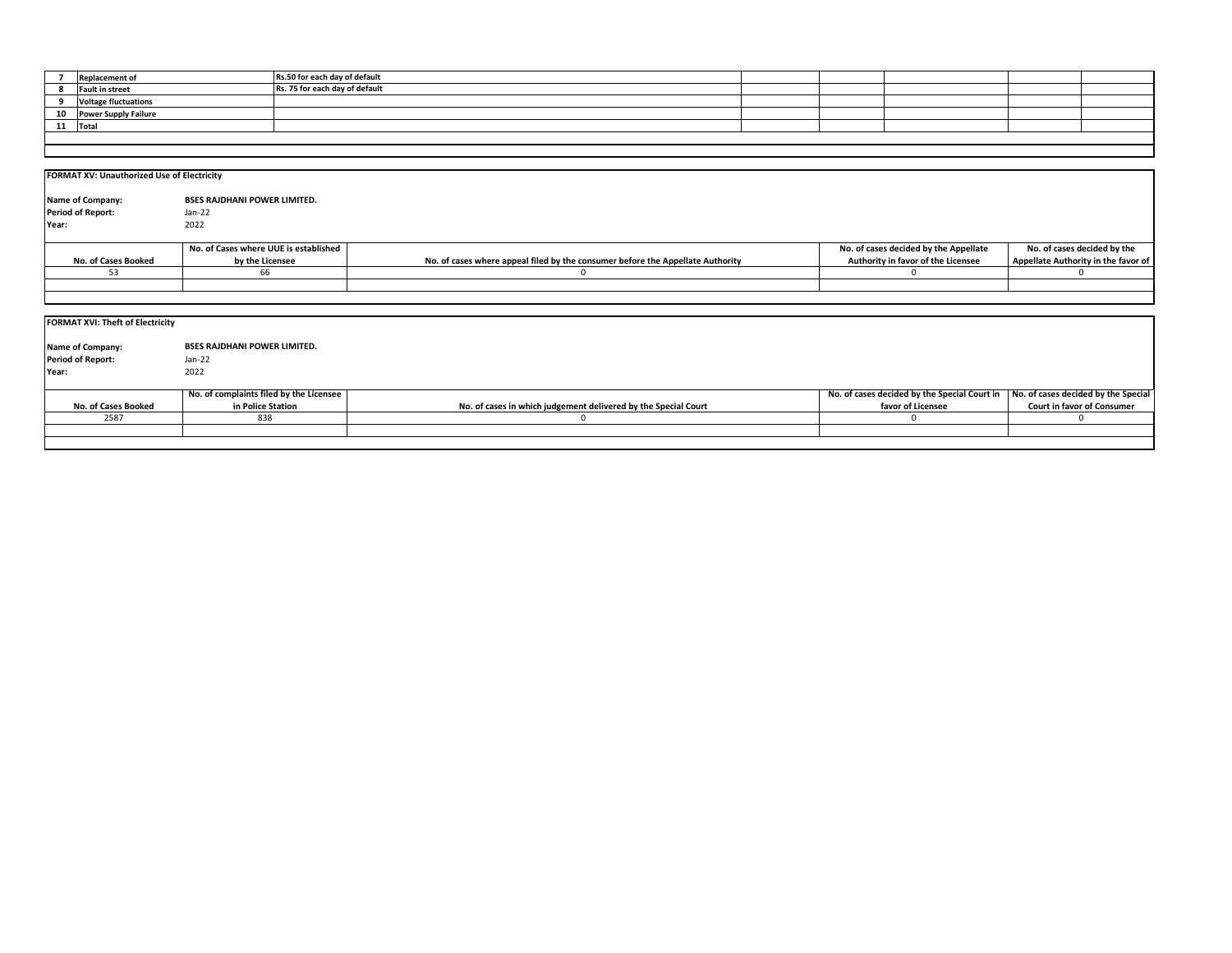| | | | | | | | | |
|---|---|---|---|---|---|---|---|---|
| 7 | Replacement of | Rs.50 for each day of default | | | | | | |
| 8 | Fault in street | Rs. 75 for each day of default | | | | | | |
| 9 | Voltage fluctuations | | | | | | | |
| 10 | Power Supply Failure | | | | | | | |
| 11 | Total | | | | | | | |

**FORMAT XV: Unauthorized Use of Electricity**

**Name of Company:** **BSES RAJDHANI POWER LIMITED.**
**Period of Report:** Jan-22
**Year:** 2022

| No. of Cases Booked | No. of Cases where UUE is established by the Licensee | No. of cases where appeal filed by the consumer before the Appellate Authority | No. of cases decided by the Appellate Authority in favor of the Licensee | No. of cases decided by the Appellate Authority in the favor of |
|---|---|---|---|---|
| 53 | 66 | 0 | 0 | 0 |

**FORMAT XVI: Theft of Electricity**

**Name of Company:** **BSES RAJDHANI POWER LIMITED.**
**Period of Report:** Jan-22
**Year:** 2022

| No. of Cases Booked | No. of complaints filed by the Licensee in Police Station | No. of cases in which judgement delivered by the Special Court | No. of cases decided by the Special Court in favor of Licensee | No. of cases decided by the Special Court in favor of Consumer |
|---|---|---|---|---|
| 2587 | 838 | 0 | 0 | 0 |